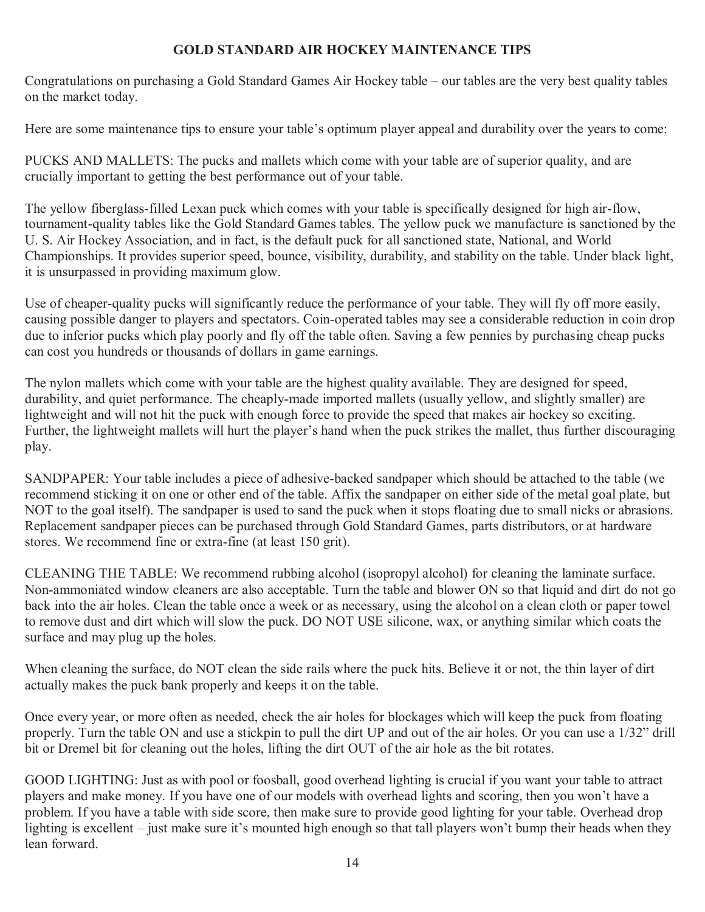# GOLD STANDARD AIR HOCKEY MAINTENANCE TIPS

Congratulations on purchasing a Gold Standard Games Air Hockey table – our tables are the very best quality tables on the market today.

Here are some maintenance tips to ensure your table's optimum player appeal and durability over the years to come:

PUCKS AND MALLETS: The pucks and mallets which come with your table are of superior quality, and are crucially important to getting the best performance out of your table.

The yellow fiberglass-filled Lexan puck which comes with your table is specifically designed for high air-flow, tournament-quality tables like the Gold Standard Games tables. The yellow puck we manufacture is sanctioned by the U. S. Air Hockey Association, and in fact, is the default puck for all sanctioned state, National, and World Championships. It provides superior speed, bounce, visibility, durability, and stability on the table. Under black light, it is unsurpassed in providing maximum glow.

Use of cheaper-quality pucks will significantly reduce the performance of your table. They will fly off more easily, causing possible danger to players and spectators. Coin-operated tables may see a considerable reduction in coin drop due to inferior pucks which play poorly and fly off the table often. Saving a few pennies by purchasing cheap pucks can cost you hundreds or thousands of dollars in game earnings.

The nylon mallets which come with your table are the highest quality available. They are designed for speed, durability, and quiet performance. The cheaply-made imported mallets (usually yellow, and slightly smaller) are lightweight and will not hit the puck with enough force to provide the speed that makes air hockey so exciting. Further, the lightweight mallets will hurt the player's hand when the puck strikes the mallet, thus further discouraging play.

SANDPAPER: Your table includes a piece of adhesive-backed sandpaper which should be attached to the table (we recommend sticking it on one or other end of the table. Affix the sandpaper on either side of the metal goal plate, but NOT to the goal itself). The sandpaper is used to sand the puck when it stops floating due to small nicks or abrasions. Replacement sandpaper pieces can be purchased through Gold Standard Games, parts distributors, or at hardware stores. We recommend fine or extra-fine (at least 150 grit).

CLEANING THE TABLE: We recommend rubbing alcohol (isopropyl alcohol) for cleaning the laminate surface. Non-ammoniated window cleaners are also acceptable. Turn the table and blower ON so that liquid and dirt do not go back into the air holes. Clean the table once a week or as necessary, using the alcohol on a clean cloth or paper towel to remove dust and dirt which will slow the puck. DO NOT USE silicone, wax, or anything similar which coats the surface and may plug up the holes.

When cleaning the surface, do NOT clean the side rails where the puck hits. Believe it or not, the thin layer of dirt actually makes the puck bank properly and keeps it on the table.

Once every year, or more often as needed, check the air holes for blockages which will keep the puck from floating properly. Turn the table ON and use a stickpin to pull the dirt UP and out of the air holes. Or you can use a 1/32" drill bit or Dremel bit for cleaning out the holes, lifting the dirt OUT of the air hole as the bit rotates.

GOOD LIGHTING: Just as with pool or foosball, good overhead lighting is crucial if you want your table to attract players and make money. If you have one of our models with overhead lights and scoring, then you won't have a problem. If you have a table with side score, then make sure to provide good lighting for your table. Overhead drop lighting is excellent – just make sure it's mounted high enough so that tall players won't bump their heads when they lean forward.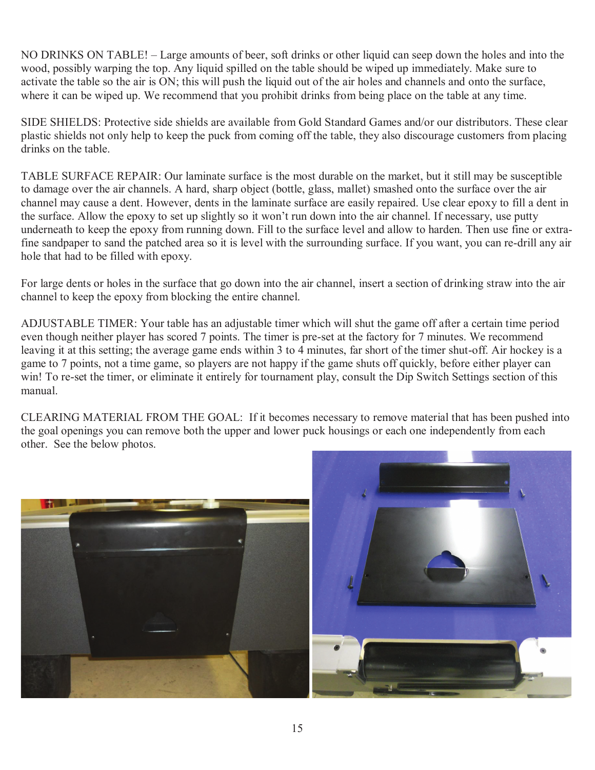NO DRINKS ON TABLE! – Large amounts of beer, soft drinks or other liquid can seep down the holes and into the wood, possibly warping the top. Any liquid spilled on the table should be wiped up immediately. Make sure to activate the table so the air is ON; this will push the liquid out of the air holes and channels and onto the surface, where it can be wiped up. We recommend that you prohibit drinks from being place on the table at any time.

SIDE SHIELDS: Protective side shields are available from Gold Standard Games and/or our distributors. These clear plastic shields not only help to keep the puck from coming off the table, they also discourage customers from placing drinks on the table.

TABLE SURFACE REPAIR: Our laminate surface is the most durable on the market, but it still may be susceptible to damage over the air channels. A hard, sharp object (bottle, glass, mallet) smashed onto the surface over the air channel may cause a dent. However, dents in the laminate surface are easily repaired. Use clear epoxy to fill a dent in the surface. Allow the epoxy to set up slightly so it won't run down into the air channel. If necessary, use putty underneath to keep the epoxy from running down. Fill to the surface level and allow to harden. Then use fine or extra-fine sandpaper to sand the patched area so it is level with the surrounding surface. If you want, you can re-drill any air hole that had to be filled with epoxy.

For large dents or holes in the surface that go down into the air channel, insert a section of drinking straw into the air channel to keep the epoxy from blocking the entire channel.

ADJUSTABLE TIMER: Your table has an adjustable timer which will shut the game off after a certain time period even though neither player has scored 7 points. The timer is pre-set at the factory for 7 minutes. We recommend leaving it at this setting; the average game ends within 3 to 4 minutes, far short of the timer shut-off. Air hockey is a game to 7 points, not a time game, so players are not happy if the game shuts off quickly, before either player can win! To re-set the timer, or eliminate it entirely for tournament play, consult the Dip Switch Settings section of this manual.

CLEARING MATERIAL FROM THE GOAL: If it becomes necessary to remove material that has been pushed into the goal openings you can remove both the upper and lower puck housings or each one independently from each other. See the below photos.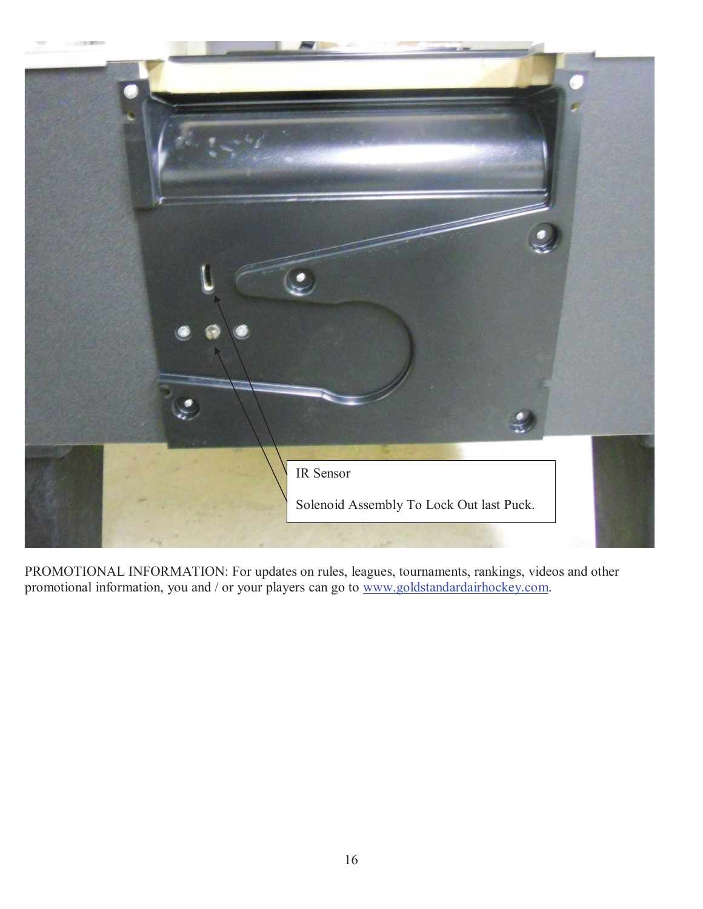IR Sensor

Solenoid Assembly To Lock Out last Puck.

PROMOTIONAL INFORMATION: For updates on rules, leagues, tournaments, rankings, videos and other promotional information, you and / or your players can go to www.goldstandardairhockey.com.